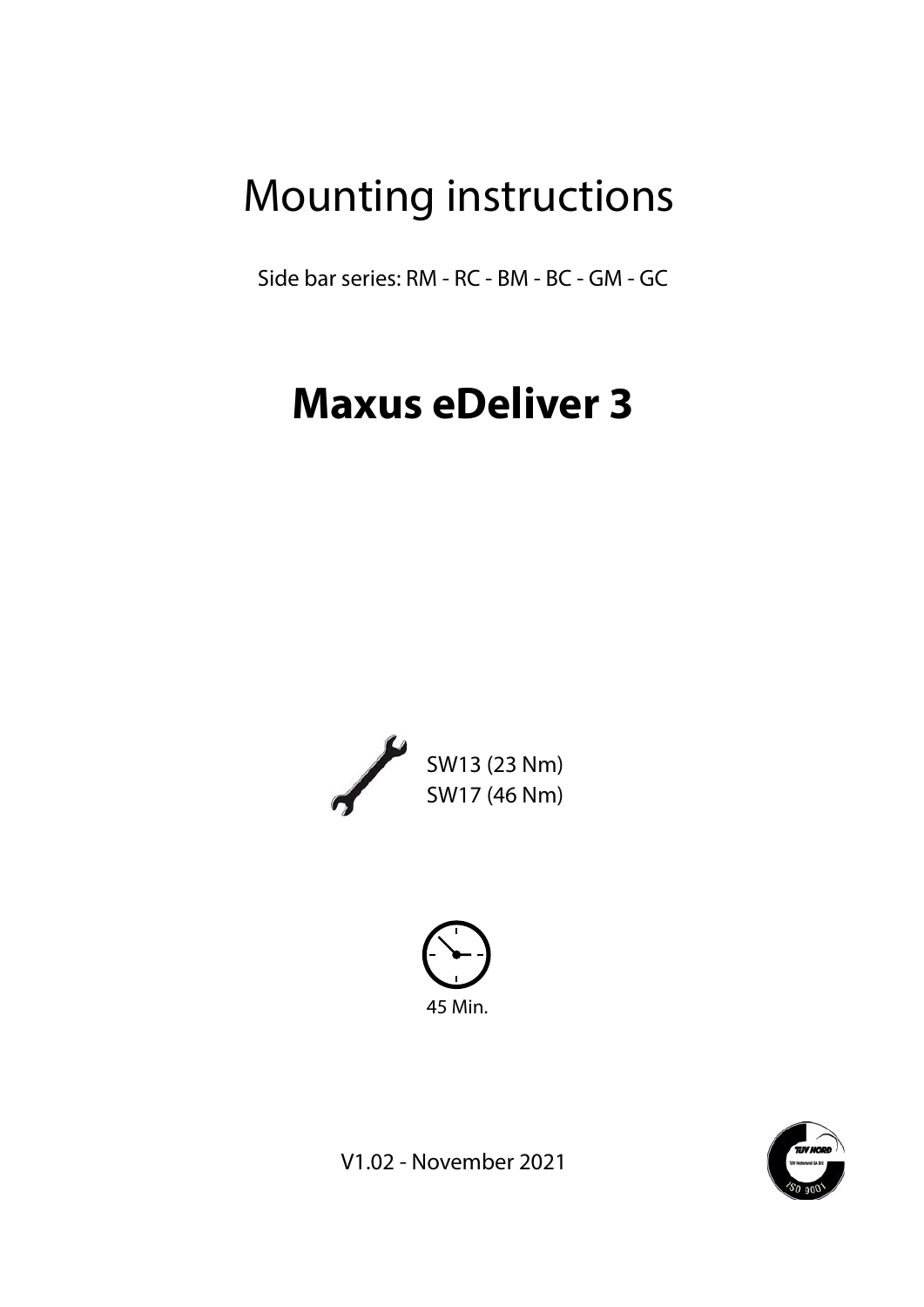# Mounting instructions

Side bar series: RM - RC - BM - BC - GM - GC

# Maxus eDeliver 3

SW13 (23 Nm)
SW17 (46 Nm)

45 Min.

V1.02 - November 2021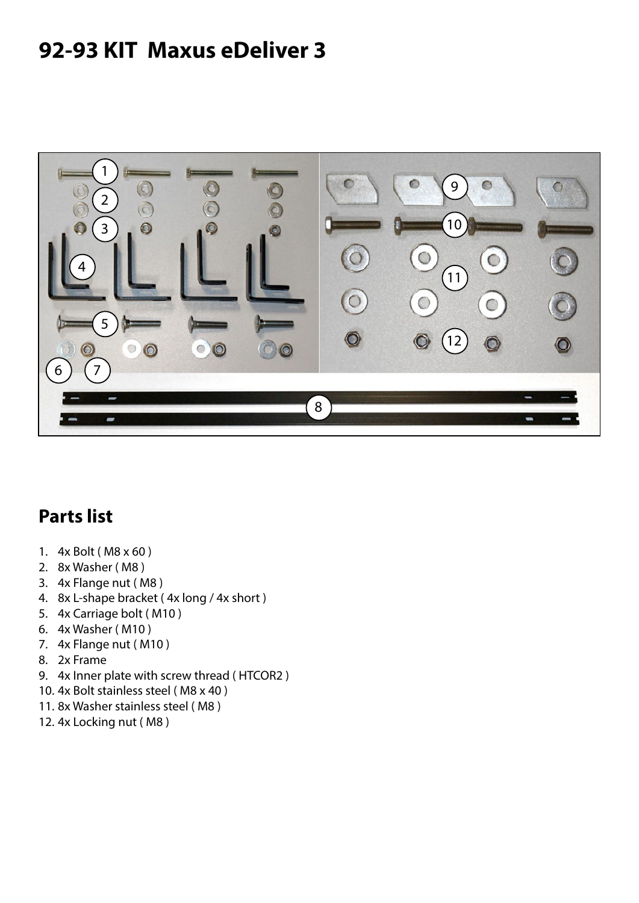# 92-93 KIT Maxus eDeliver 3

## Parts list

1. 4x Bolt ( M8 x 60 )
2. 8x Washer ( M8 )
3. 4x Flange nut ( M8 )
4. 8x L-shape bracket ( 4x long / 4x short )
5. 4x Carriage bolt ( M10 )
6. 4x Washer ( M10 )
7. 4x Flange nut ( M10 )
8. 2x Frame
9. 4x Inner plate with screw thread ( HTCOR2 )
10. 4x Bolt stainless steel ( M8 x 40 )
11. 8x Washer stainless steel ( M8 )
12. 4x Locking nut ( M8 )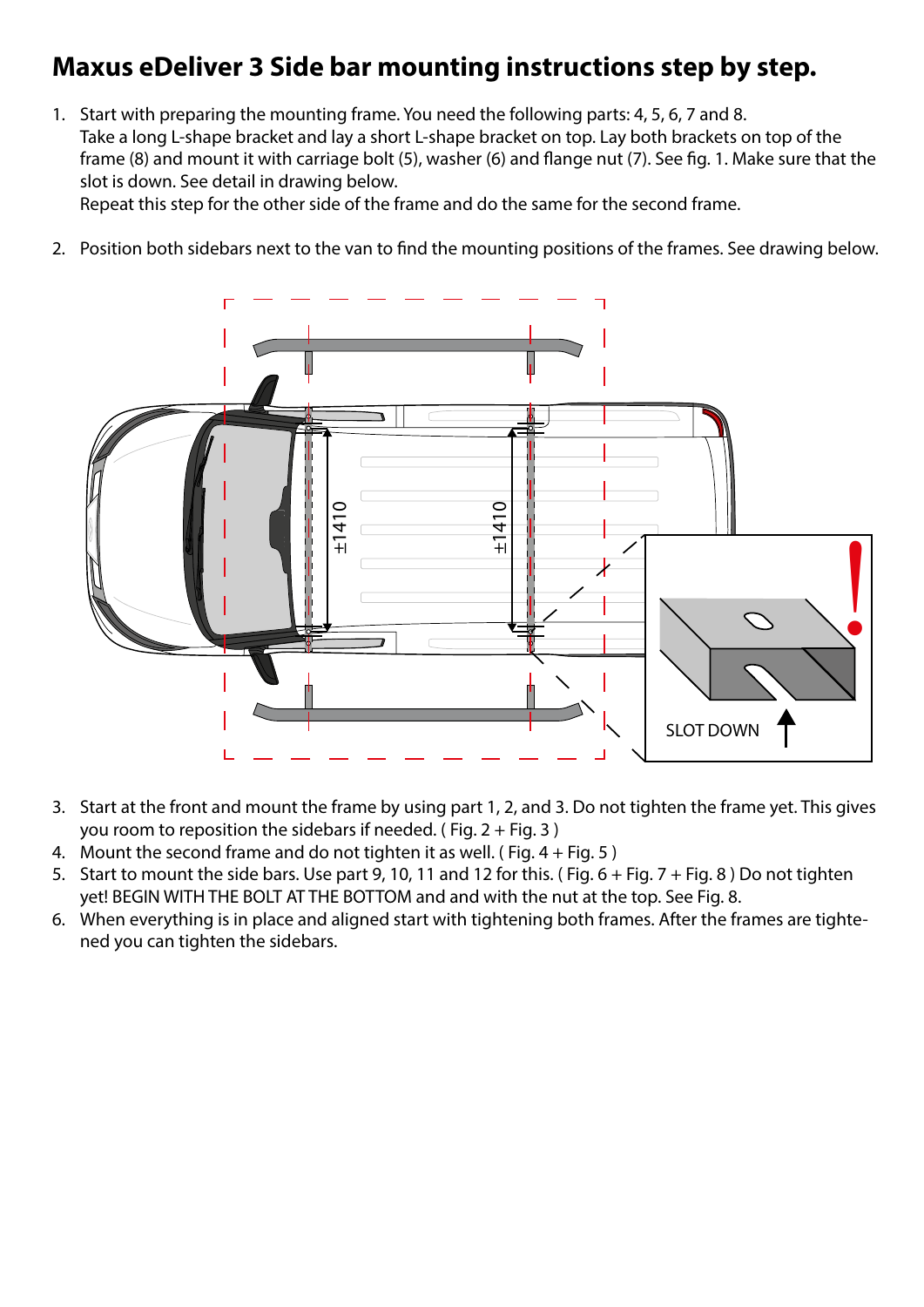# Maxus eDeliver 3 Side bar mounting instructions step by step.

1. Start with preparing the mounting frame. You need the following parts: 4, 5, 6, 7 and 8.
   Take a long L-shape bracket and lay a short L-shape bracket on top. Lay both brackets on top of the frame (8) and mount it with carriage bolt (5), washer (6) and flange nut (7). See fig. 1. Make sure that the slot is down. See detail in drawing below.
   Repeat this step for the other side of the frame and do the same for the second frame.

2. Position both sidebars next to the van to find the mounting positions of the frames. See drawing below.

3. Start at the front and mount the frame by using part 1, 2, and 3. Do not tighten the frame yet. This gives you room to reposition the sidebars if needed. ( Fig. 2 + Fig. 3 )
4. Mount the second frame and do not tighten it as well. ( Fig. 4 + Fig. 5 )
5. Start to mount the side bars. Use part 9, 10, 11 and 12 for this. ( Fig. 6 + Fig. 7 + Fig. 8 ) Do not tighten yet! BEGIN WITH THE BOLT AT THE BOTTOM and and with the nut at the top. See Fig. 8.
6. When everything is in place and aligned start with tightening both frames. After the frames are tightened you can tighten the sidebars.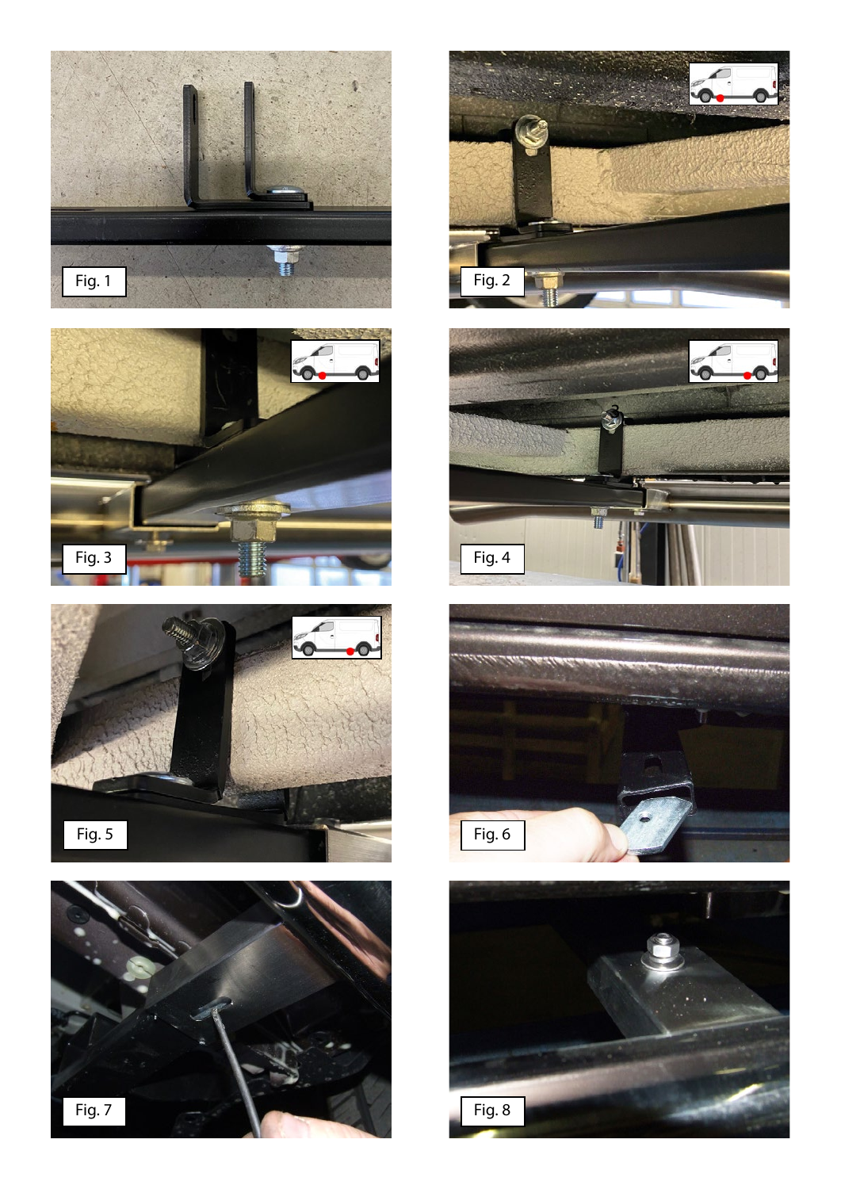Fig. 1

Fig. 2

Fig. 3

Fig. 4

Fig. 5

Fig. 6

Fig. 7

Fig. 8